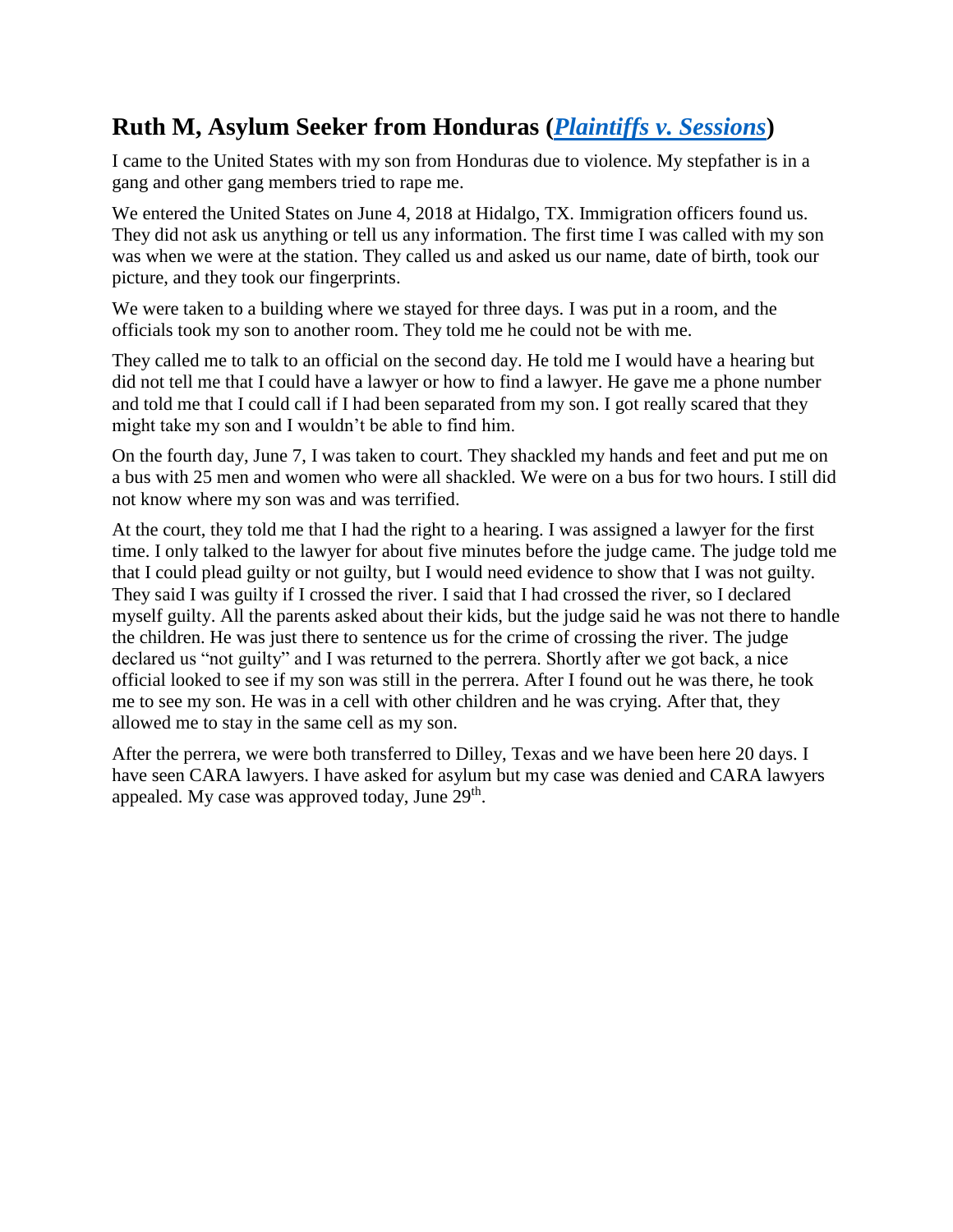## Ruth M, Asylum Seeker from Honduras (*Plaintiffs v. Sessions*)

I came to the United States with my son from Honduras due to violence. My stepfather is in a gang and other gang members tried to rape me.

We entered the United States on June 4, 2018 at Hidalgo, TX. Immigration officers found us. They did not ask us anything or tell us any information. The first time I was called with my son was when we were at the station. They called us and asked us our name, date of birth, took our picture, and they took our fingerprints.

We were taken to a building where we stayed for three days. I was put in a room, and the officials took my son to another room. They told me he could not be with me.

They called me to talk to an official on the second day. He told me I would have a hearing but did not tell me that I could have a lawyer or how to find a lawyer. He gave me a phone number and told me that I could call if I had been separated from my son. I got really scared that they might take my son and I wouldn't be able to find him.

On the fourth day, June 7, I was taken to court. They shackled my hands and feet and put me on a bus with 25 men and women who were all shackled. We were on a bus for two hours. I still did not know where my son was and was terrified.

At the court, they told me that I had the right to a hearing. I was assigned a lawyer for the first time. I only talked to the lawyer for about five minutes before the judge came. The judge told me that I could plead guilty or not guilty, but I would need evidence to show that I was not guilty. They said I was guilty if I crossed the river. I said that I had crossed the river, so I declared myself guilty. All the parents asked about their kids, but the judge said he was not there to handle the children. He was just there to sentence us for the crime of crossing the river. The judge declared us "not guilty" and I was returned to the perrera. Shortly after we got back, a nice official looked to see if my son was still in the perrera. After I found out he was there, he took me to see my son. He was in a cell with other children and he was crying. After that, they allowed me to stay in the same cell as my son.

After the perrera, we were both transferred to Dilley, Texas and we have been here 20 days. I have seen CARA lawyers. I have asked for asylum but my case was denied and CARA lawyers appealed. My case was approved today, June 29th.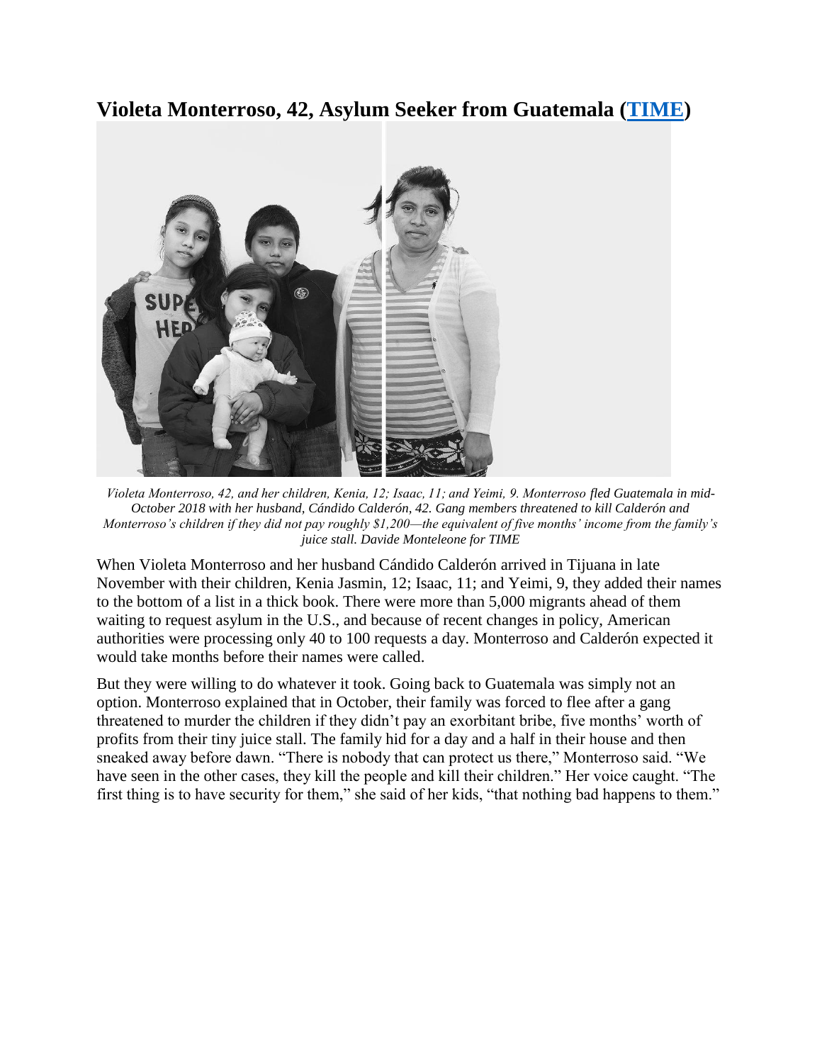## Violeta Monterroso, 42, Asylum Seeker from Guatemala ([TIME](TIME))

*Violeta Monterroso, 42, and her children, Kenia, 12; Isaac, 11; and Yeimi, 9. Monterroso fled Guatemala in mid-October 2018 with her husband, Cándido Calderón, 42. Gang members threatened to kill Calderón and Monterroso's children if they did not pay roughly $1,200—the equivalent of five months' income from the family's juice stall. Davide Monteleone for TIME*

When Violeta Monterroso and her husband Cándido Calderón arrived in Tijuana in late November with their children, Kenia Jasmin, 12; Isaac, 11; and Yeimi, 9, they added their names to the bottom of a list in a thick book. There were more than 5,000 migrants ahead of them waiting to request asylum in the U.S., and because of recent changes in policy, American authorities were processing only 40 to 100 requests a day. Monterroso and Calderón expected it would take months before their names were called.

But they were willing to do whatever it took. Going back to Guatemala was simply not an option. Monterroso explained that in October, their family was forced to flee after a gang threatened to murder the children if they didn't pay an exorbitant bribe, five months' worth of profits from their tiny juice stall. The family hid for a day and a half in their house and then sneaked away before dawn. "There is nobody that can protect us there," Monterroso said. "We have seen in the other cases, they kill the people and kill their children." Her voice caught. "The first thing is to have security for them," she said of her kids, "that nothing bad happens to them."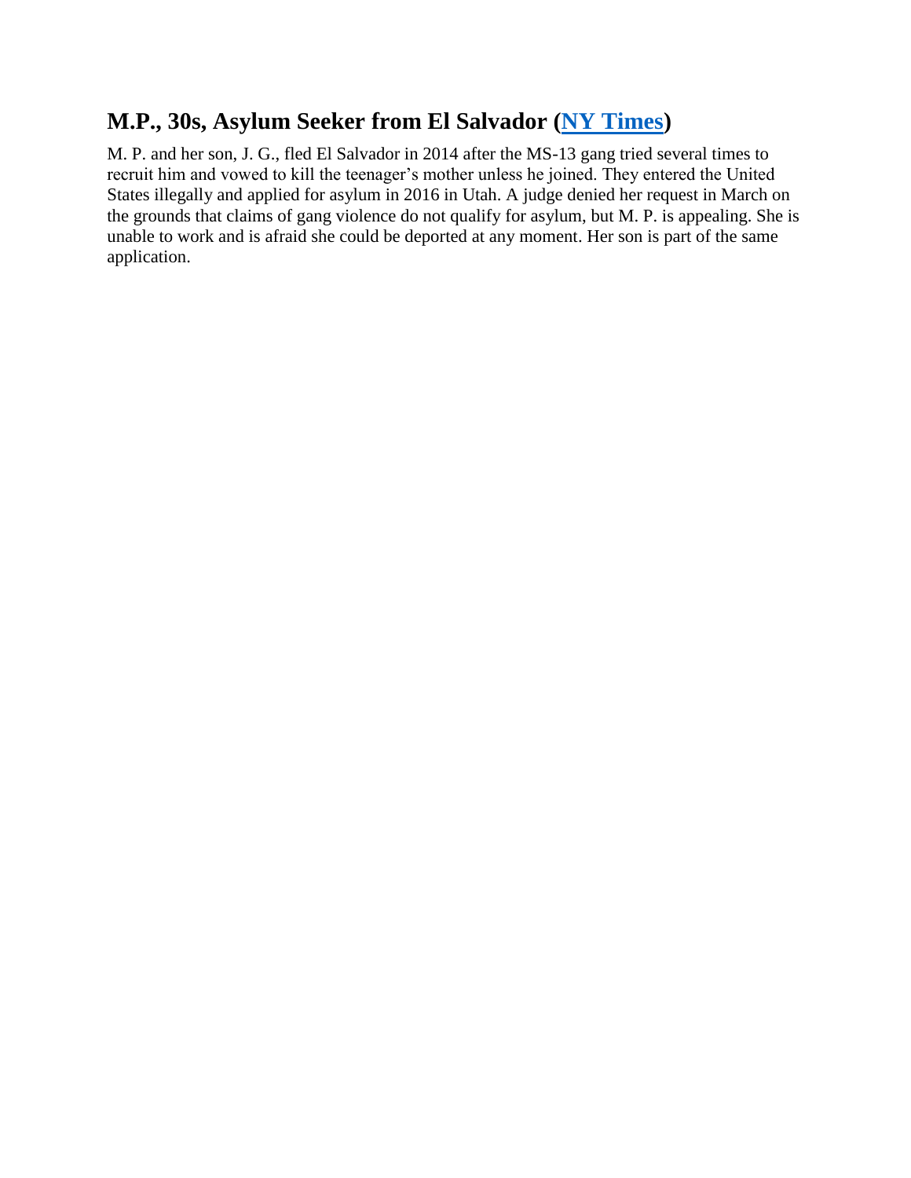## M.P., 30s, Asylum Seeker from El Salvador (NY Times)

M. P. and her son, J. G., fled El Salvador in 2014 after the MS-13 gang tried several times to recruit him and vowed to kill the teenager's mother unless he joined. They entered the United States illegally and applied for asylum in 2016 in Utah. A judge denied her request in March on the grounds that claims of gang violence do not qualify for asylum, but M. P. is appealing. She is unable to work and is afraid she could be deported at any moment. Her son is part of the same application.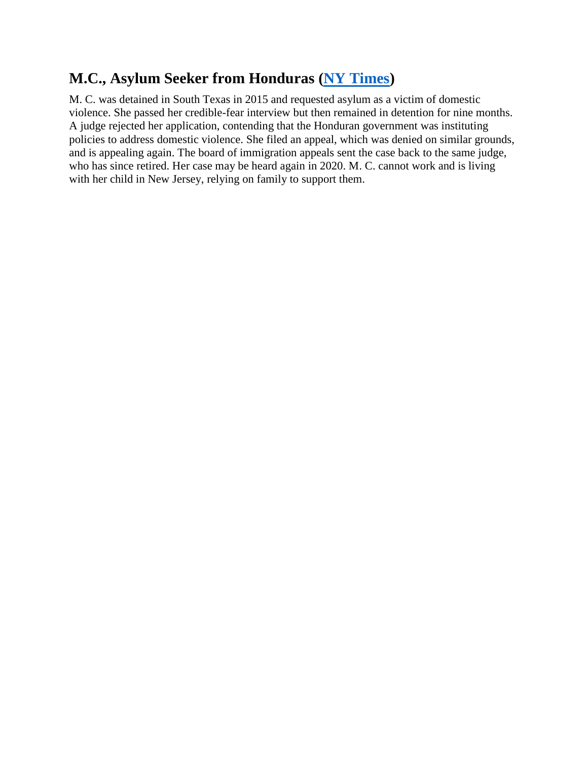## M.C., Asylum Seeker from Honduras (NY Times)

M. C. was detained in South Texas in 2015 and requested asylum as a victim of domestic violence. She passed her credible-fear interview but then remained in detention for nine months. A judge rejected her application, contending that the Honduran government was instituting policies to address domestic violence. She filed an appeal, which was denied on similar grounds, and is appealing again. The board of immigration appeals sent the case back to the same judge, who has since retired. Her case may be heard again in 2020. M. C. cannot work and is living with her child in New Jersey, relying on family to support them.